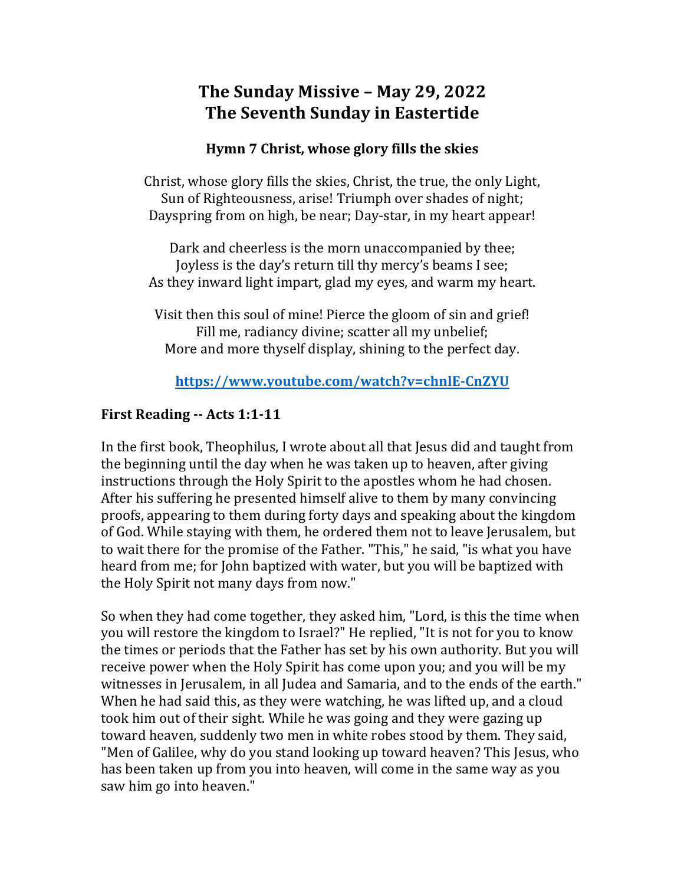# The Sunday Missive – May 29, 2022
# The Seventh Sunday in Eastertide

### Hymn 7 Christ, whose glory fills the skies

Christ, whose glory fills the skies, Christ, the true, the only Light,
Sun of Righteousness, arise! Triumph over shades of night;
Dayspring from on high, be near; Day-star, in my heart appear!

Dark and cheerless is the morn unaccompanied by thee;
Joyless is the day's return till thy mercy's beams I see;
As they inward light impart, glad my eyes, and warm my heart.

Visit then this soul of mine! Pierce the gloom of sin and grief!
Fill me, radiancy divine; scatter all my unbelief;
More and more thyself display, shining to the perfect day.

**https://www.youtube.com/watch?v=chnlE-CnZYU**

**First Reading -- Acts 1:1-11**

In the first book, Theophilus, I wrote about all that Jesus did and taught from the beginning until the day when he was taken up to heaven, after giving instructions through the Holy Spirit to the apostles whom he had chosen. After his suffering he presented himself alive to them by many convincing proofs, appearing to them during forty days and speaking about the kingdom of God. While staying with them, he ordered them not to leave Jerusalem, but to wait there for the promise of the Father. "This," he said, "is what you have heard from me; for John baptized with water, but you will be baptized with the Holy Spirit not many days from now."

So when they had come together, they asked him, "Lord, is this the time when you will restore the kingdom to Israel?" He replied, "It is not for you to know the times or periods that the Father has set by his own authority. But you will receive power when the Holy Spirit has come upon you; and you will be my witnesses in Jerusalem, in all Judea and Samaria, and to the ends of the earth." When he had said this, as they were watching, he was lifted up, and a cloud took him out of their sight. While he was going and they were gazing up toward heaven, suddenly two men in white robes stood by them. They said, "Men of Galilee, why do you stand looking up toward heaven? This Jesus, who has been taken up from you into heaven, will come in the same way as you saw him go into heaven."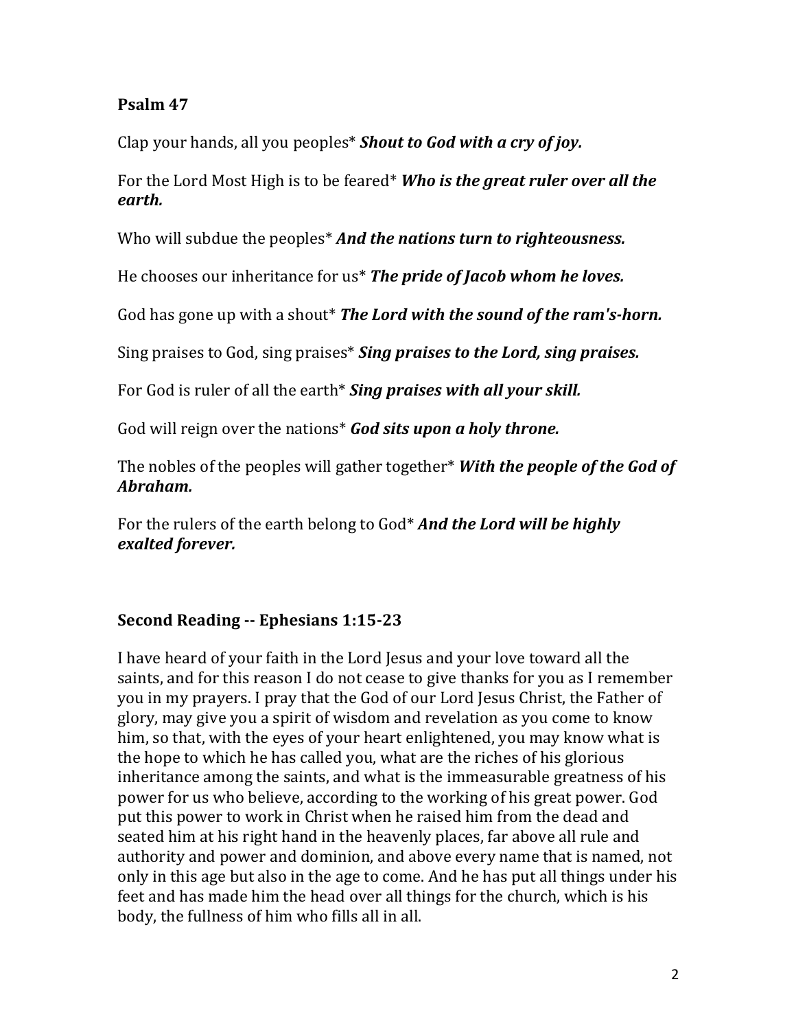**Psalm 47**

Clap your hands, all you peoples* ***Shout to God with a cry of joy.***

For the Lord Most High is to be feared* ***Who is the great ruler over all the earth.***

Who will subdue the peoples* ***And the nations turn to righteousness.***

He chooses our inheritance for us* ***The pride of Jacob whom he loves.***

God has gone up with a shout* ***The Lord with the sound of the ram's-horn.***

Sing praises to God, sing praises* ***Sing praises to the Lord, sing praises.***

For God is ruler of all the earth* ***Sing praises with all your skill.***

God will reign over the nations* ***God sits upon a holy throne.***

The nobles of the peoples will gather together* ***With the people of the God of Abraham.***

For the rulers of the earth belong to God* ***And the Lord will be highly exalted forever.***

**Second Reading -- Ephesians 1:15-23**

I have heard of your faith in the Lord Jesus and your love toward all the saints, and for this reason I do not cease to give thanks for you as I remember you in my prayers. I pray that the God of our Lord Jesus Christ, the Father of glory, may give you a spirit of wisdom and revelation as you come to know him, so that, with the eyes of your heart enlightened, you may know what is the hope to which he has called you, what are the riches of his glorious inheritance among the saints, and what is the immeasurable greatness of his power for us who believe, according to the working of his great power. God put this power to work in Christ when he raised him from the dead and seated him at his right hand in the heavenly places, far above all rule and authority and power and dominion, and above every name that is named, not only in this age but also in the age to come. And he has put all things under his feet and has made him the head over all things for the church, which is his body, the fullness of him who fills all in all.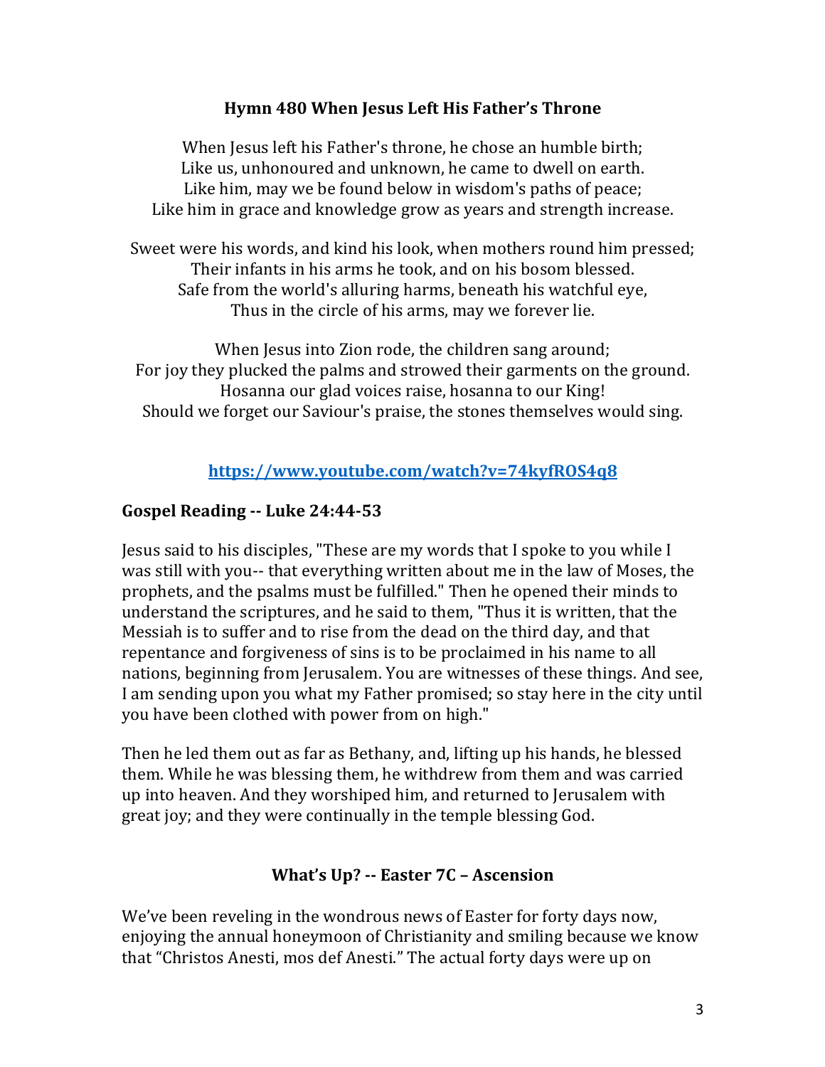**Hymn 480 When Jesus Left His Father's Throne**

When Jesus left his Father's throne, he chose an humble birth;
Like us, unhonoured and unknown, he came to dwell on earth.
Like him, may we be found below in wisdom's paths of peace;
Like him in grace and knowledge grow as years and strength increase.

Sweet were his words, and kind his look, when mothers round him pressed;
Their infants in his arms he took, and on his bosom blessed.
Safe from the world's alluring harms, beneath his watchful eye,
Thus in the circle of his arms, may we forever lie.

When Jesus into Zion rode, the children sang around;
For joy they plucked the palms and strowed their garments on the ground.
Hosanna our glad voices raise, hosanna to our King!
Should we forget our Saviour's praise, the stones themselves would sing.

https://www.youtube.com/watch?v=74kyfROS4q8

**Gospel Reading -- Luke 24:44-53**

Jesus said to his disciples, "These are my words that I spoke to you while I was still with you-- that everything written about me in the law of Moses, the prophets, and the psalms must be fulfilled." Then he opened their minds to understand the scriptures, and he said to them, "Thus it is written, that the Messiah is to suffer and to rise from the dead on the third day, and that repentance and forgiveness of sins is to be proclaimed in his name to all nations, beginning from Jerusalem. You are witnesses of these things. And see, I am sending upon you what my Father promised; so stay here in the city until you have been clothed with power from on high."

Then he led them out as far as Bethany, and, lifting up his hands, he blessed them. While he was blessing them, he withdrew from them and was carried up into heaven. And they worshiped him, and returned to Jerusalem with great joy; and they were continually in the temple blessing God.

**What's Up? -- Easter 7C – Ascension**

We've been reveling in the wondrous news of Easter for forty days now, enjoying the annual honeymoon of Christianity and smiling because we know that "Christos Anesti, mos def Anesti." The actual forty days were up on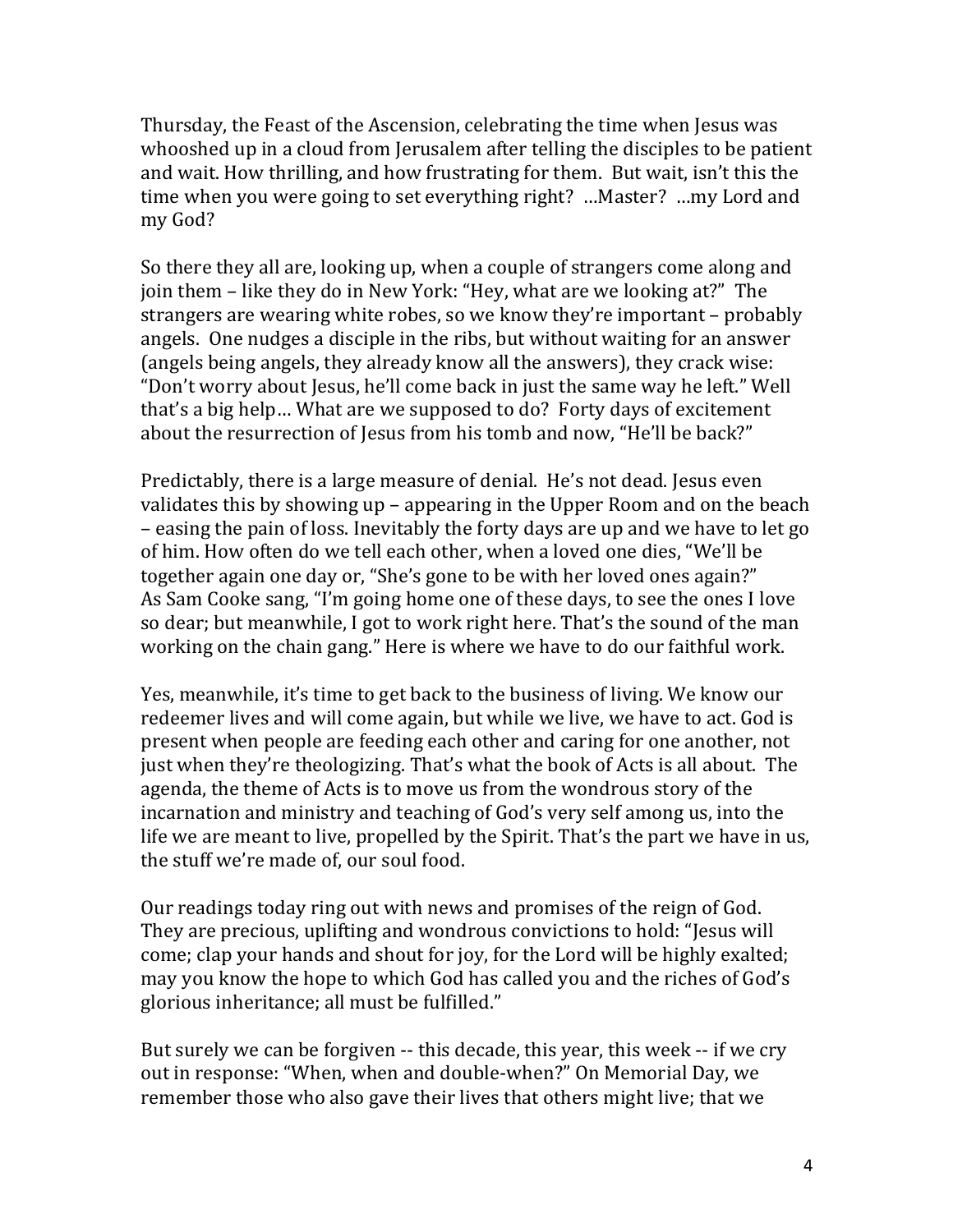Thursday, the Feast of the Ascension, celebrating the time when Jesus was whooshed up in a cloud from Jerusalem after telling the disciples to be patient and wait. How thrilling, and how frustrating for them. But wait, isn't this the time when you were going to set everything right? …Master? …my Lord and my God?

So there they all are, looking up, when a couple of strangers come along and join them – like they do in New York: "Hey, what are we looking at?" The strangers are wearing white robes, so we know they're important – probably angels. One nudges a disciple in the ribs, but without waiting for an answer (angels being angels, they already know all the answers), they crack wise: "Don't worry about Jesus, he'll come back in just the same way he left." Well that's a big help… What are we supposed to do? Forty days of excitement about the resurrection of Jesus from his tomb and now, "He'll be back?"

Predictably, there is a large measure of denial. He's not dead. Jesus even validates this by showing up – appearing in the Upper Room and on the beach – easing the pain of loss. Inevitably the forty days are up and we have to let go of him. How often do we tell each other, when a loved one dies, "We'll be together again one day or, "She's gone to be with her loved ones again?" As Sam Cooke sang, "I'm going home one of these days, to see the ones I love so dear; but meanwhile, I got to work right here. That's the sound of the man working on the chain gang." Here is where we have to do our faithful work.

Yes, meanwhile, it's time to get back to the business of living. We know our redeemer lives and will come again, but while we live, we have to act. God is present when people are feeding each other and caring for one another, not just when they're theologizing. That's what the book of Acts is all about. The agenda, the theme of Acts is to move us from the wondrous story of the incarnation and ministry and teaching of God's very self among us, into the life we are meant to live, propelled by the Spirit. That's the part we have in us, the stuff we're made of, our soul food.

Our readings today ring out with news and promises of the reign of God. They are precious, uplifting and wondrous convictions to hold: "Jesus will come; clap your hands and shout for joy, for the Lord will be highly exalted; may you know the hope to which God has called you and the riches of God's glorious inheritance; all must be fulfilled."

But surely we can be forgiven -- this decade, this year, this week -- if we cry out in response: "When, when and double-when?" On Memorial Day, we remember those who also gave their lives that others might live; that we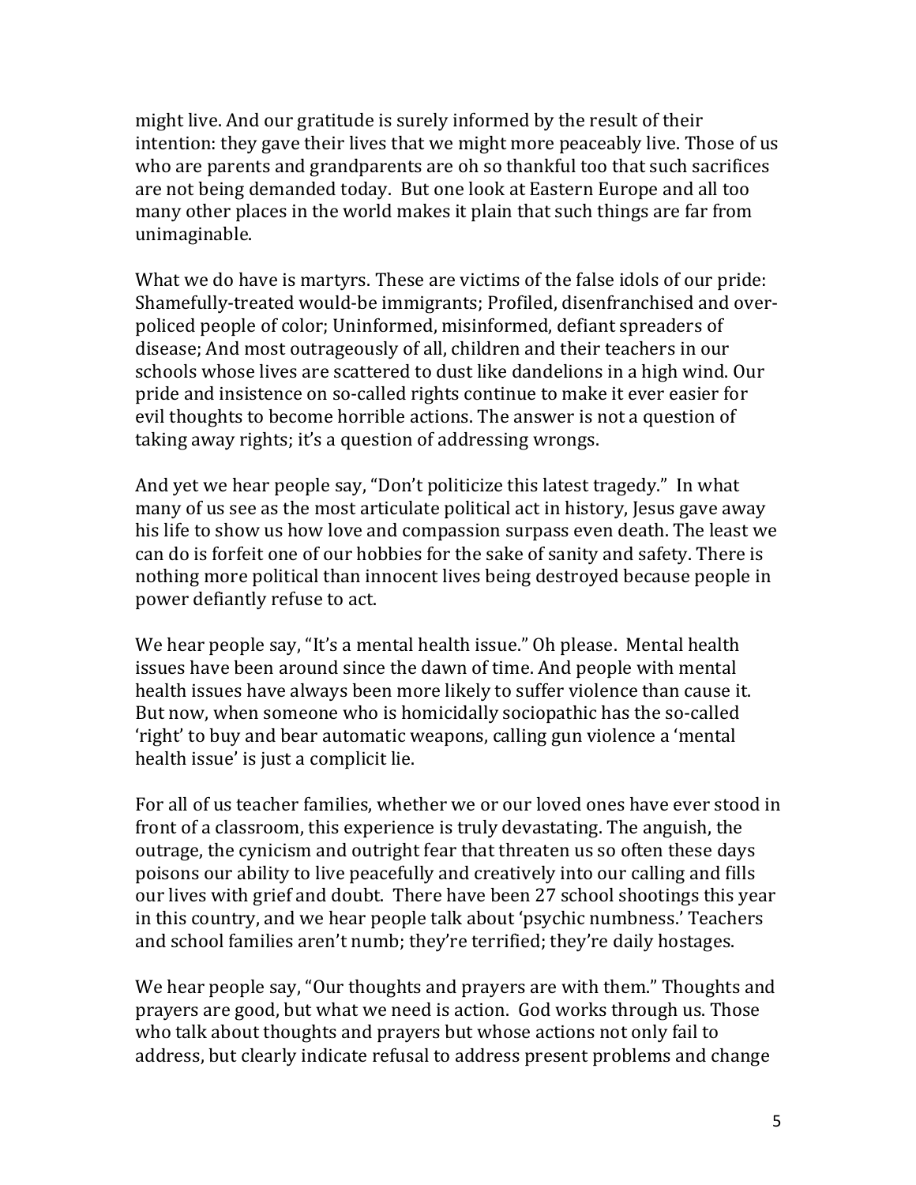might live. And our gratitude is surely informed by the result of their intention: they gave their lives that we might more peaceably live. Those of us who are parents and grandparents are oh so thankful too that such sacrifices are not being demanded today. But one look at Eastern Europe and all too many other places in the world makes it plain that such things are far from unimaginable.

What we do have is martyrs. These are victims of the false idols of our pride: Shamefully-treated would-be immigrants; Profiled, disenfranchised and over-policed people of color; Uninformed, misinformed, defiant spreaders of disease; And most outrageously of all, children and their teachers in our schools whose lives are scattered to dust like dandelions in a high wind. Our pride and insistence on so-called rights continue to make it ever easier for evil thoughts to become horrible actions. The answer is not a question of taking away rights; it's a question of addressing wrongs.

And yet we hear people say, "Don't politicize this latest tragedy." In what many of us see as the most articulate political act in history, Jesus gave away his life to show us how love and compassion surpass even death. The least we can do is forfeit one of our hobbies for the sake of sanity and safety. There is nothing more political than innocent lives being destroyed because people in power defiantly refuse to act.

We hear people say, "It's a mental health issue." Oh please. Mental health issues have been around since the dawn of time. And people with mental health issues have always been more likely to suffer violence than cause it. But now, when someone who is homicidally sociopathic has the so-called 'right' to buy and bear automatic weapons, calling gun violence a 'mental health issue' is just a complicit lie.

For all of us teacher families, whether we or our loved ones have ever stood in front of a classroom, this experience is truly devastating. The anguish, the outrage, the cynicism and outright fear that threaten us so often these days poisons our ability to live peacefully and creatively into our calling and fills our lives with grief and doubt. There have been 27 school shootings this year in this country, and we hear people talk about 'psychic numbness.' Teachers and school families aren't numb; they're terrified; they're daily hostages.

We hear people say, "Our thoughts and prayers are with them." Thoughts and prayers are good, but what we need is action. God works through us. Those who talk about thoughts and prayers but whose actions not only fail to address, but clearly indicate refusal to address present problems and change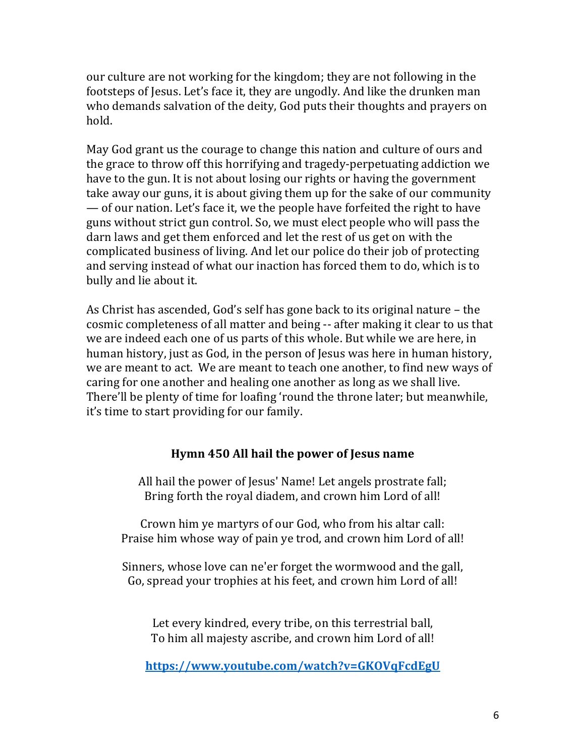our culture are not working for the kingdom; they are not following in the footsteps of Jesus. Let's face it, they are ungodly. And like the drunken man who demands salvation of the deity, God puts their thoughts and prayers on hold.

May God grant us the courage to change this nation and culture of ours and the grace to throw off this horrifying and tragedy-perpetuating addiction we have to the gun. It is not about losing our rights or having the government take away our guns, it is about giving them up for the sake of our community — of our nation. Let's face it, we the people have forfeited the right to have guns without strict gun control. So, we must elect people who will pass the darn laws and get them enforced and let the rest of us get on with the complicated business of living. And let our police do their job of protecting and serving instead of what our inaction has forced them to do, which is to bully and lie about it.

As Christ has ascended, God's self has gone back to its original nature – the cosmic completeness of all matter and being -- after making it clear to us that we are indeed each one of us parts of this whole. But while we are here, in human history, just as God, in the person of Jesus was here in human history, we are meant to act. We are meant to teach one another, to find new ways of caring for one another and healing one another as long as we shall live. There'll be plenty of time for loafing 'round the throne later; but meanwhile, it's time to start providing for our family.

**Hymn 450 All hail the power of Jesus name**

All hail the power of Jesus' Name! Let angels prostrate fall;
Bring forth the royal diadem, and crown him Lord of all!

Crown him ye martyrs of our God, who from his altar call:
Praise him whose way of pain ye trod, and crown him Lord of all!

Sinners, whose love can ne'er forget the wormwood and the gall,
Go, spread your trophies at his feet, and crown him Lord of all!

Let every kindred, every tribe, on this terrestrial ball,
To him all majesty ascribe, and crown him Lord of all!

[https://www.youtube.com/watch?v=GKOVqFcdEgU](https://www.youtube.com/watch?v=GKOVqFcdEgU)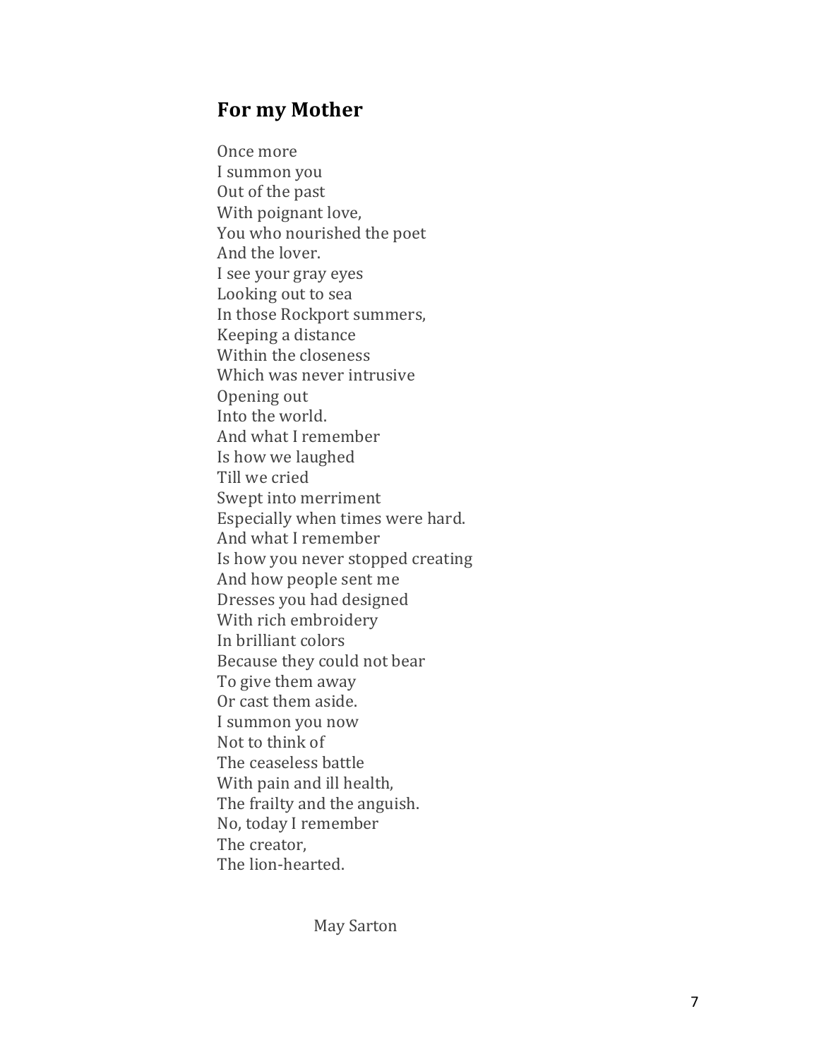## For my Mother

Once more  
I summon you  
Out of the past  
With poignant love,  
You who nourished the poet  
And the lover.  
I see your gray eyes  
Looking out to sea  
In those Rockport summers,  
Keeping a distance  
Within the closeness  
Which was never intrusive  
Opening out  
Into the world.  
And what I remember  
Is how we laughed  
Till we cried  
Swept into merriment  
Especially when times were hard.  
And what I remember  
Is how you never stopped creating  
And how people sent me  
Dresses you had designed  
With rich embroidery  
In brilliant colors  
Because they could not bear  
To give them away  
Or cast them aside.  
I summon you now  
Not to think of  
The ceaseless battle  
With pain and ill health,  
The frailty and the anguish.  
No, today I remember  
The creator,  
The lion-hearted.

May Sarton